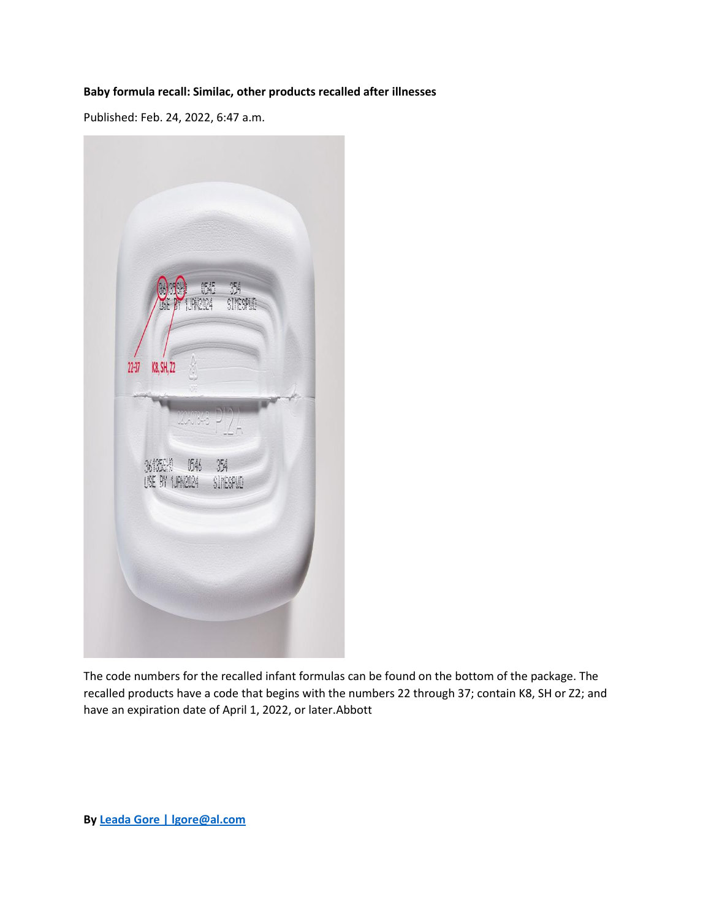**Baby formula recall: Similac, other products recalled after illnesses**

Published: Feb. 24, 2022, 6:47 a.m.

The code numbers for the recalled infant formulas can be found on the bottom of the package. The recalled products have a code that begins with the numbers 22 through 37; contain K8, SH or Z2; and have an expiration date of April 1, 2022, or later.Abbott

**By Leada Gore | lgore@al.com**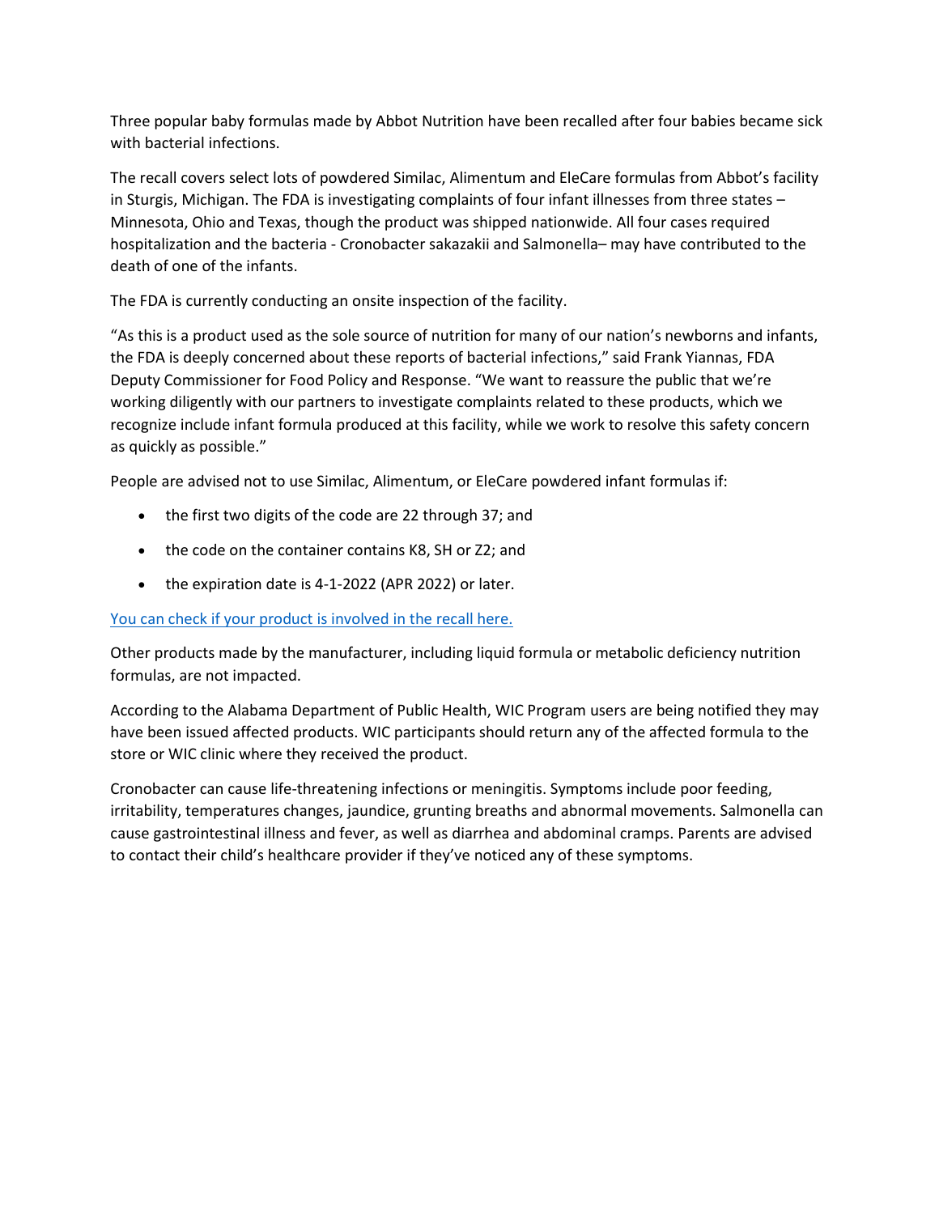Three popular baby formulas made by Abbot Nutrition have been recalled after four babies became sick with bacterial infections.

The recall covers select lots of powdered Similac, Alimentum and EleCare formulas from Abbot's facility in Sturgis, Michigan. The FDA is investigating complaints of four infant illnesses from three states – Minnesota, Ohio and Texas, though the product was shipped nationwide. All four cases required hospitalization and the bacteria - Cronobacter sakazakii and Salmonella– may have contributed to the death of one of the infants.

The FDA is currently conducting an onsite inspection of the facility.

"As this is a product used as the sole source of nutrition for many of our nation's newborns and infants, the FDA is deeply concerned about these reports of bacterial infections," said Frank Yiannas, FDA Deputy Commissioner for Food Policy and Response. "We want to reassure the public that we're working diligently with our partners to investigate complaints related to these products, which we recognize include infant formula produced at this facility, while we work to resolve this safety concern as quickly as possible."

People are advised not to use Similac, Alimentum, or EleCare powdered infant formulas if:

- the first two digits of the code are 22 through 37; and
- the code on the container contains K8, SH or Z2; and
- the expiration date is 4-1-2022 (APR 2022) or later.

You can check if your product is involved in the recall here.

Other products made by the manufacturer, including liquid formula or metabolic deficiency nutrition formulas, are not impacted.

According to the Alabama Department of Public Health, WIC Program users are being notified they may have been issued affected products. WIC participants should return any of the affected formula to the store or WIC clinic where they received the product.

Cronobacter can cause life-threatening infections or meningitis. Symptoms include poor feeding, irritability, temperatures changes, jaundice, grunting breaths and abnormal movements. Salmonella can cause gastrointestinal illness and fever, as well as diarrhea and abdominal cramps. Parents are advised to contact their child's healthcare provider if they've noticed any of these symptoms.